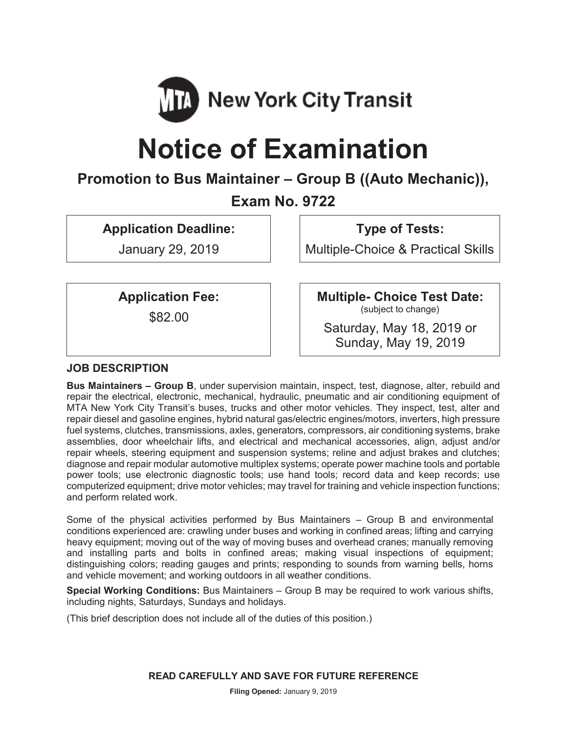MTA New York City Transit

# Notice of Examination

## Promotion to Bus Maintainer – Group B ((Auto Mechanic)),

## Exam No. 9722

**Application Deadline:**

January 29, 2019

**Type of Tests:**

Multiple-Choice & Practical Skills

**Application Fee:**

$82.00

**Multiple- Choice Test Date:**
(subject to change)

Saturday, May 18, 2019 or
Sunday, May 19, 2019

### JOB DESCRIPTION

**Bus Maintainers – Group B**, under supervision maintain, inspect, test, diagnose, alter, rebuild and repair the electrical, electronic, mechanical, hydraulic, pneumatic and air conditioning equipment of MTA New York City Transit's buses, trucks and other motor vehicles. They inspect, test, alter and repair diesel and gasoline engines, hybrid natural gas/electric engines/motors, inverters, high pressure fuel systems, clutches, transmissions, axles, generators, compressors, air conditioning systems, brake assemblies, door wheelchair lifts, and electrical and mechanical accessories, align, adjust and/or repair wheels, steering equipment and suspension systems; reline and adjust brakes and clutches; diagnose and repair modular automotive multiplex systems; operate power machine tools and portable power tools; use electronic diagnostic tools; use hand tools; record data and keep records; use computerized equipment; drive motor vehicles; may travel for training and vehicle inspection functions; and perform related work.

Some of the physical activities performed by Bus Maintainers – Group B and environmental conditions experienced are: crawling under buses and working in confined areas; lifting and carrying heavy equipment; moving out of the way of moving buses and overhead cranes; manually removing and installing parts and bolts in confined areas; making visual inspections of equipment; distinguishing colors; reading gauges and prints; responding to sounds from warning bells, horns and vehicle movement; and working outdoors in all weather conditions.

**Special Working Conditions:** Bus Maintainers – Group B may be required to work various shifts, including nights, Saturdays, Sundays and holidays.

(This brief description does not include all of the duties of this position.)

**READ CAREFULLY AND SAVE FOR FUTURE REFERENCE**

**Filing Opened:** January 9, 2019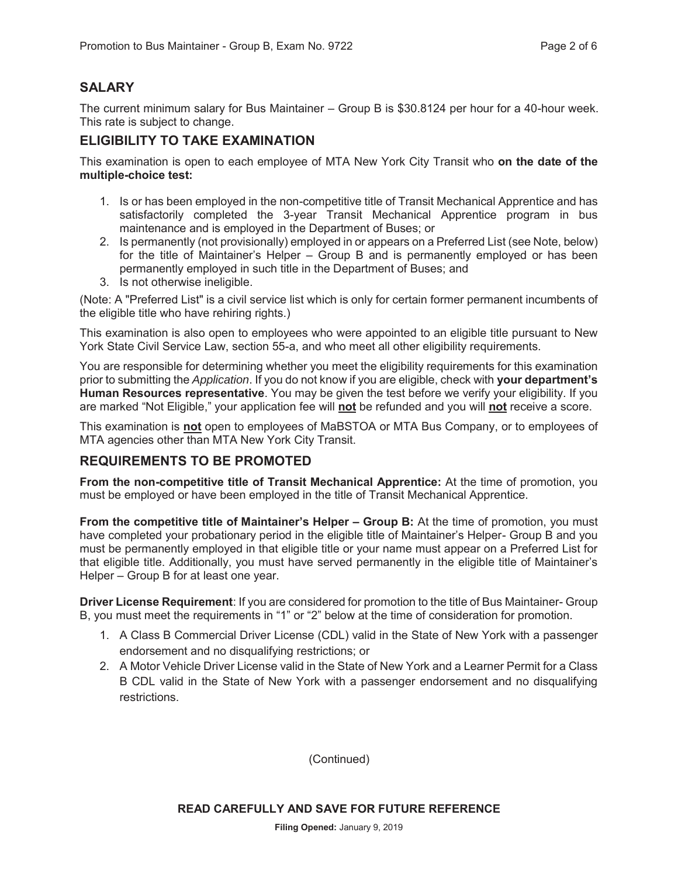## SALARY

The current minimum salary for Bus Maintainer – Group B is $30.8124 per hour for a 40-hour week. This rate is subject to change.

## ELIGIBILITY TO TAKE EXAMINATION

This examination is open to each employee of MTA New York City Transit who **on the date of the multiple-choice test:**

1. Is or has been employed in the non-competitive title of Transit Mechanical Apprentice and has satisfactorily completed the 3-year Transit Mechanical Apprentice program in bus maintenance and is employed in the Department of Buses; or
2. Is permanently (not provisionally) employed in or appears on a Preferred List (see Note, below) for the title of Maintainer's Helper – Group B and is permanently employed or has been permanently employed in such title in the Department of Buses; and
3. Is not otherwise ineligible.

(Note: A "Preferred List" is a civil service list which is only for certain former permanent incumbents of the eligible title who have rehiring rights.)

This examination is also open to employees who were appointed to an eligible title pursuant to New York State Civil Service Law, section 55-a, and who meet all other eligibility requirements.

You are responsible for determining whether you meet the eligibility requirements for this examination prior to submitting the *Application*. If you do not know if you are eligible, check with **your department's Human Resources representative**. You may be given the test before we verify your eligibility. If you are marked "Not Eligible," your application fee will **not** be refunded and you will **not** receive a score.

This examination is **not** open to employees of MaBSTOA or MTA Bus Company, or to employees of MTA agencies other than MTA New York City Transit.

## REQUIREMENTS TO BE PROMOTED

**From the non-competitive title of Transit Mechanical Apprentice:** At the time of promotion, you must be employed or have been employed in the title of Transit Mechanical Apprentice.

**From the competitive title of Maintainer's Helper – Group B:** At the time of promotion, you must have completed your probationary period in the eligible title of Maintainer's Helper- Group B and you must be permanently employed in that eligible title or your name must appear on a Preferred List for that eligible title. Additionally, you must have served permanently in the eligible title of Maintainer's Helper – Group B for at least one year.

**Driver License Requirement**: If you are considered for promotion to the title of Bus Maintainer- Group B, you must meet the requirements in "1" or "2" below at the time of consideration for promotion.

1. A Class B Commercial Driver License (CDL) valid in the State of New York with a passenger endorsement and no disqualifying restrictions; or
2. A Motor Vehicle Driver License valid in the State of New York and a Learner Permit for a Class B CDL valid in the State of New York with a passenger endorsement and no disqualifying restrictions.

(Continued)

**READ CAREFULLY AND SAVE FOR FUTURE REFERENCE**

**Filing Opened:** January 9, 2019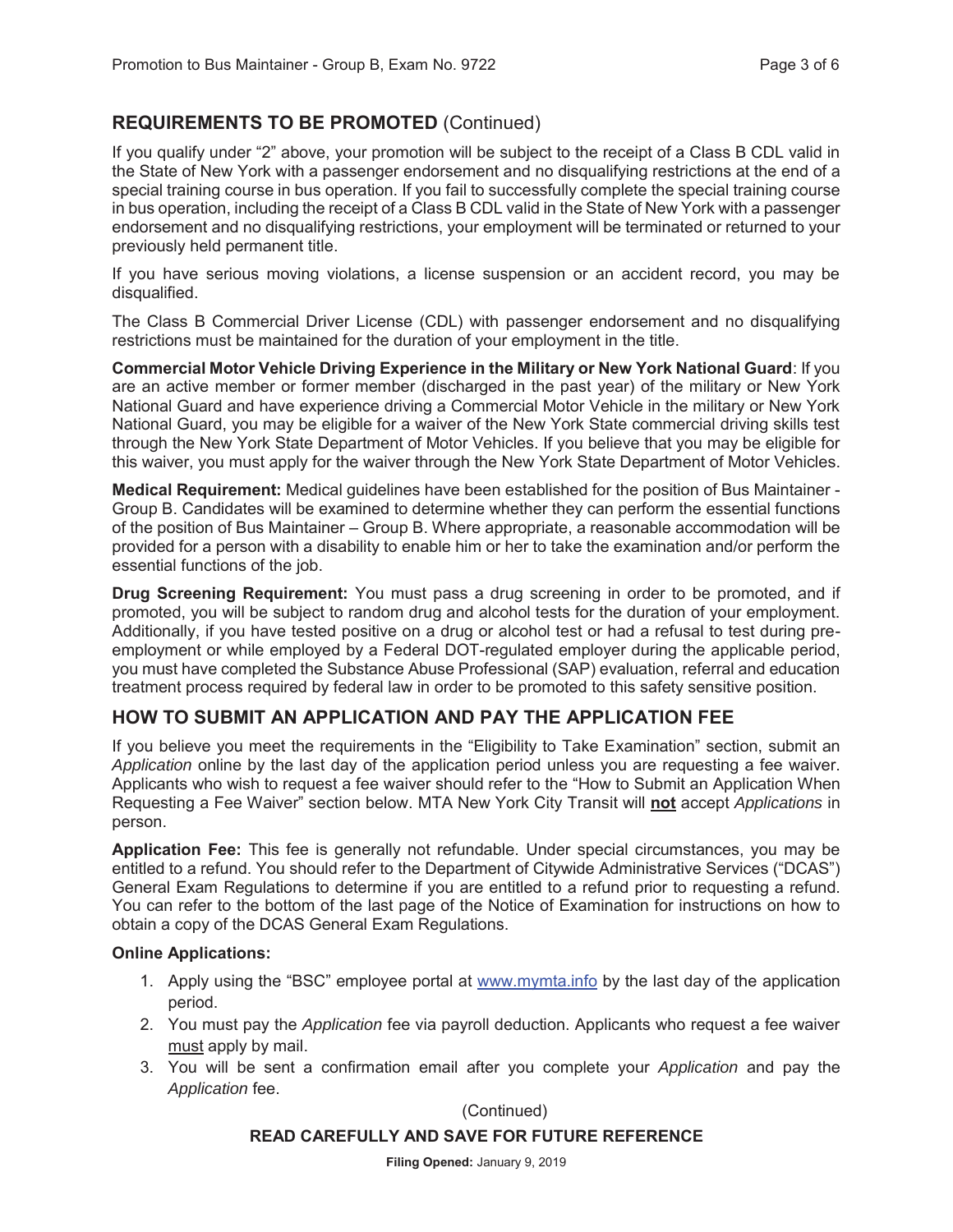## REQUIREMENTS TO BE PROMOTED (Continued)

If you qualify under "2" above, your promotion will be subject to the receipt of a Class B CDL valid in the State of New York with a passenger endorsement and no disqualifying restrictions at the end of a special training course in bus operation. If you fail to successfully complete the special training course in bus operation, including the receipt of a Class B CDL valid in the State of New York with a passenger endorsement and no disqualifying restrictions, your employment will be terminated or returned to your previously held permanent title.

If you have serious moving violations, a license suspension or an accident record, you may be disqualified.

The Class B Commercial Driver License (CDL) with passenger endorsement and no disqualifying restrictions must be maintained for the duration of your employment in the title.

**Commercial Motor Vehicle Driving Experience in the Military or New York National Guard**: If you are an active member or former member (discharged in the past year) of the military or New York National Guard and have experience driving a Commercial Motor Vehicle in the military or New York National Guard, you may be eligible for a waiver of the New York State commercial driving skills test through the New York State Department of Motor Vehicles. If you believe that you may be eligible for this waiver, you must apply for the waiver through the New York State Department of Motor Vehicles.

**Medical Requirement:** Medical guidelines have been established for the position of Bus Maintainer - Group B. Candidates will be examined to determine whether they can perform the essential functions of the position of Bus Maintainer – Group B. Where appropriate, a reasonable accommodation will be provided for a person with a disability to enable him or her to take the examination and/or perform the essential functions of the job.

**Drug Screening Requirement:** You must pass a drug screening in order to be promoted, and if promoted, you will be subject to random drug and alcohol tests for the duration of your employment. Additionally, if you have tested positive on a drug or alcohol test or had a refusal to test during pre-employment or while employed by a Federal DOT-regulated employer during the applicable period, you must have completed the Substance Abuse Professional (SAP) evaluation, referral and education treatment process required by federal law in order to be promoted to this safety sensitive position.

## HOW TO SUBMIT AN APPLICATION AND PAY THE APPLICATION FEE

If you believe you meet the requirements in the "Eligibility to Take Examination" section, submit an *Application* online by the last day of the application period unless you are requesting a fee waiver. Applicants who wish to request a fee waiver should refer to the "How to Submit an Application When Requesting a Fee Waiver" section below. MTA New York City Transit will **not** accept *Applications* in person.

**Application Fee:** This fee is generally not refundable. Under special circumstances, you may be entitled to a refund. You should refer to the Department of Citywide Administrative Services ("DCAS") General Exam Regulations to determine if you are entitled to a refund prior to requesting a refund. You can refer to the bottom of the last page of the Notice of Examination for instructions on how to obtain a copy of the DCAS General Exam Regulations.

**Online Applications:**

1. Apply using the "BSC" employee portal at www.mymta.info by the last day of the application period.
2. You must pay the *Application* fee via payroll deduction. Applicants who request a fee waiver must apply by mail.
3. You will be sent a confirmation email after you complete your *Application* and pay the *Application* fee.

(Continued)

**READ CAREFULLY AND SAVE FOR FUTURE REFERENCE**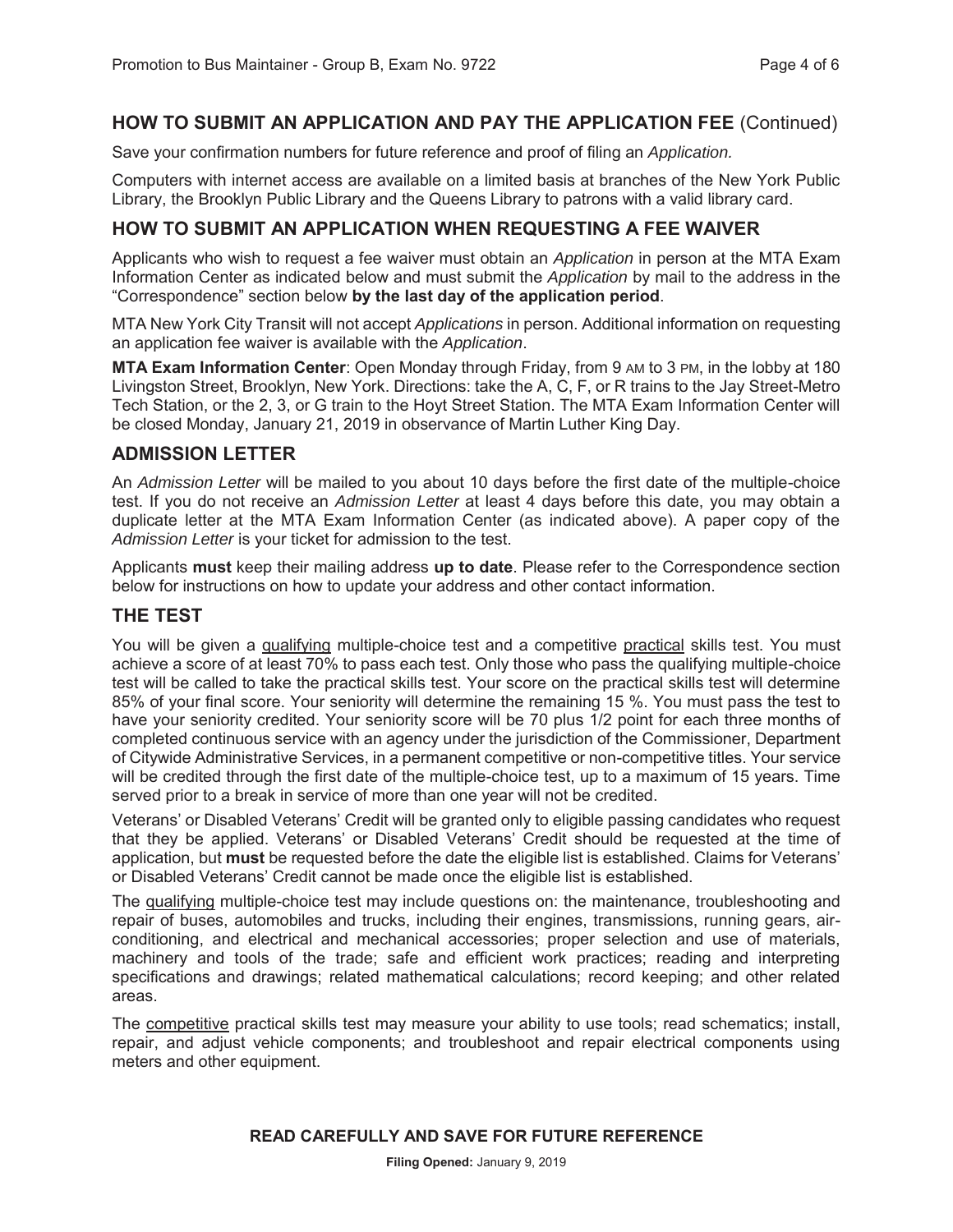## HOW TO SUBMIT AN APPLICATION AND PAY THE APPLICATION FEE (Continued)

Save your confirmation numbers for future reference and proof of filing an *Application.*

Computers with internet access are available on a limited basis at branches of the New York Public Library, the Brooklyn Public Library and the Queens Library to patrons with a valid library card.

## HOW TO SUBMIT AN APPLICATION WHEN REQUESTING A FEE WAIVER

Applicants who wish to request a fee waiver must obtain an *Application* in person at the MTA Exam Information Center as indicated below and must submit the *Application* by mail to the address in the "Correspondence" section below **by the last day of the application period**.

MTA New York City Transit will not accept *Applications* in person. Additional information on requesting an application fee waiver is available with the *Application*.

**MTA Exam Information Center**: Open Monday through Friday, from 9 AM to 3 PM, in the lobby at 180 Livingston Street, Brooklyn, New York. Directions: take the A, C, F, or R trains to the Jay Street-Metro Tech Station, or the 2, 3, or G train to the Hoyt Street Station. The MTA Exam Information Center will be closed Monday, January 21, 2019 in observance of Martin Luther King Day.

## ADMISSION LETTER

An *Admission Letter* will be mailed to you about 10 days before the first date of the multiple-choice test. If you do not receive an *Admission Letter* at least 4 days before this date, you may obtain a duplicate letter at the MTA Exam Information Center (as indicated above). A paper copy of the *Admission Letter* is your ticket for admission to the test.

Applicants **must** keep their mailing address **up to date**. Please refer to the Correspondence section below for instructions on how to update your address and other contact information.

## THE TEST

You will be given a qualifying multiple-choice test and a competitive practical skills test. You must achieve a score of at least 70% to pass each test. Only those who pass the qualifying multiple-choice test will be called to take the practical skills test. Your score on the practical skills test will determine 85% of your final score. Your seniority will determine the remaining 15 %. You must pass the test to have your seniority credited. Your seniority score will be 70 plus 1/2 point for each three months of completed continuous service with an agency under the jurisdiction of the Commissioner, Department of Citywide Administrative Services, in a permanent competitive or non-competitive titles. Your service will be credited through the first date of the multiple-choice test, up to a maximum of 15 years. Time served prior to a break in service of more than one year will not be credited.

Veterans' or Disabled Veterans' Credit will be granted only to eligible passing candidates who request that they be applied. Veterans' or Disabled Veterans' Credit should be requested at the time of application, but **must** be requested before the date the eligible list is established. Claims for Veterans' or Disabled Veterans' Credit cannot be made once the eligible list is established.

The qualifying multiple-choice test may include questions on: the maintenance, troubleshooting and repair of buses, automobiles and trucks, including their engines, transmissions, running gears, air-conditioning, and electrical and mechanical accessories; proper selection and use of materials, machinery and tools of the trade; safe and efficient work practices; reading and interpreting specifications and drawings; related mathematical calculations; record keeping; and other related areas.

The competitive practical skills test may measure your ability to use tools; read schematics; install, repair, and adjust vehicle components; and troubleshoot and repair electrical components using meters and other equipment.

**READ CAREFULLY AND SAVE FOR FUTURE REFERENCE**

**Filing Opened:** January 9, 2019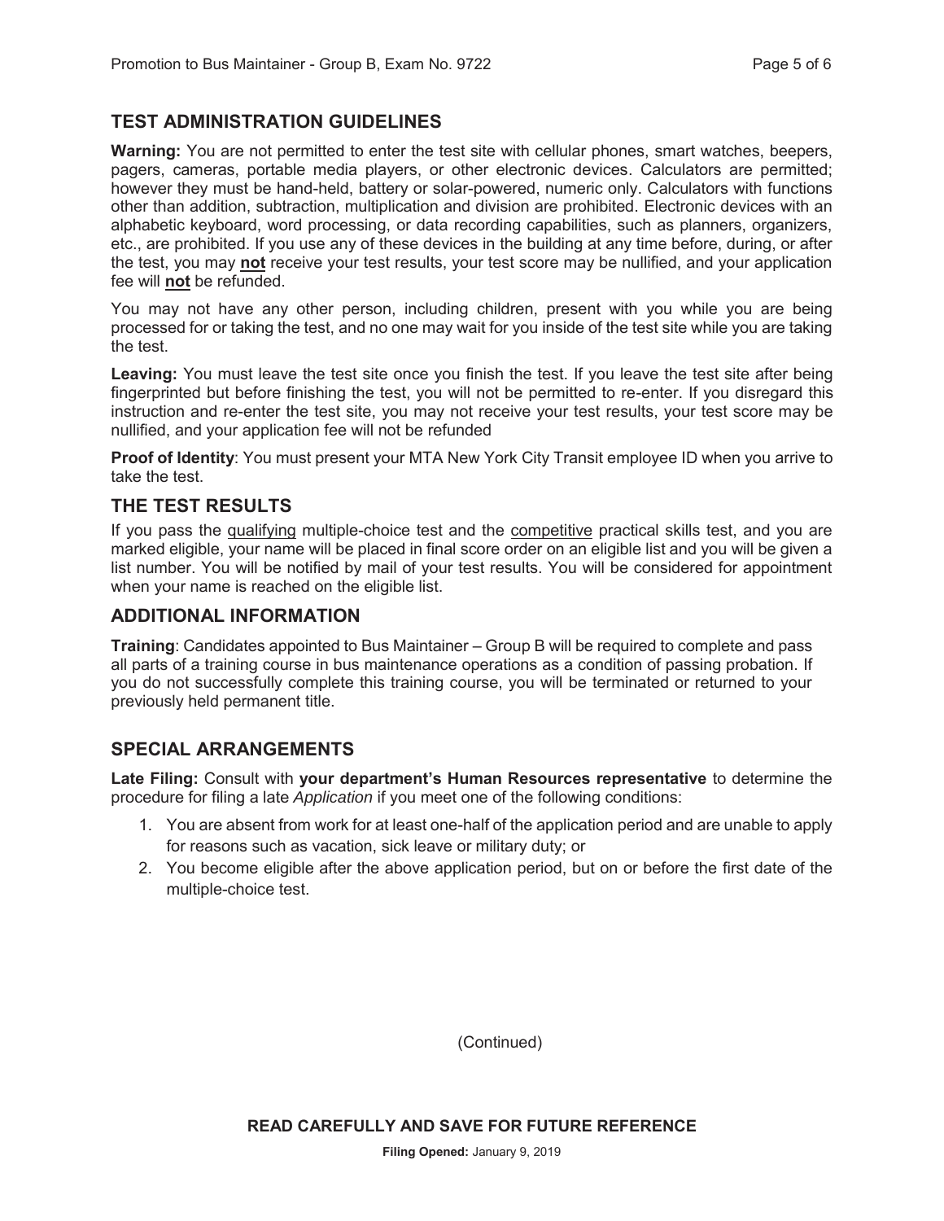## TEST ADMINISTRATION GUIDELINES

**Warning:** You are not permitted to enter the test site with cellular phones, smart watches, beepers, pagers, cameras, portable media players, or other electronic devices. Calculators are permitted; however they must be hand-held, battery or solar-powered, numeric only. Calculators with functions other than addition, subtraction, multiplication and division are prohibited. Electronic devices with an alphabetic keyboard, word processing, or data recording capabilities, such as planners, organizers, etc., are prohibited. If you use any of these devices in the building at any time before, during, or after the test, you may **not** receive your test results, your test score may be nullified, and your application fee will **not** be refunded.

You may not have any other person, including children, present with you while you are being processed for or taking the test, and no one may wait for you inside of the test site while you are taking the test.

**Leaving:** You must leave the test site once you finish the test. If you leave the test site after being fingerprinted but before finishing the test, you will not be permitted to re-enter. If you disregard this instruction and re-enter the test site, you may not receive your test results, your test score may be nullified, and your application fee will not be refunded

**Proof of Identity**: You must present your MTA New York City Transit employee ID when you arrive to take the test.

## THE TEST RESULTS

If you pass the qualifying multiple-choice test and the competitive practical skills test, and you are marked eligible, your name will be placed in final score order on an eligible list and you will be given a list number. You will be notified by mail of your test results. You will be considered for appointment when your name is reached on the eligible list.

## ADDITIONAL INFORMATION

**Training**: Candidates appointed to Bus Maintainer – Group B will be required to complete and pass all parts of a training course in bus maintenance operations as a condition of passing probation. If you do not successfully complete this training course, you will be terminated or returned to your previously held permanent title.

## SPECIAL ARRANGEMENTS

**Late Filing:** Consult with **your department's Human Resources representative** to determine the procedure for filing a late *Application* if you meet one of the following conditions:

1. You are absent from work for at least one-half of the application period and are unable to apply for reasons such as vacation, sick leave or military duty; or
2. You become eligible after the above application period, but on or before the first date of the multiple-choice test.

(Continued)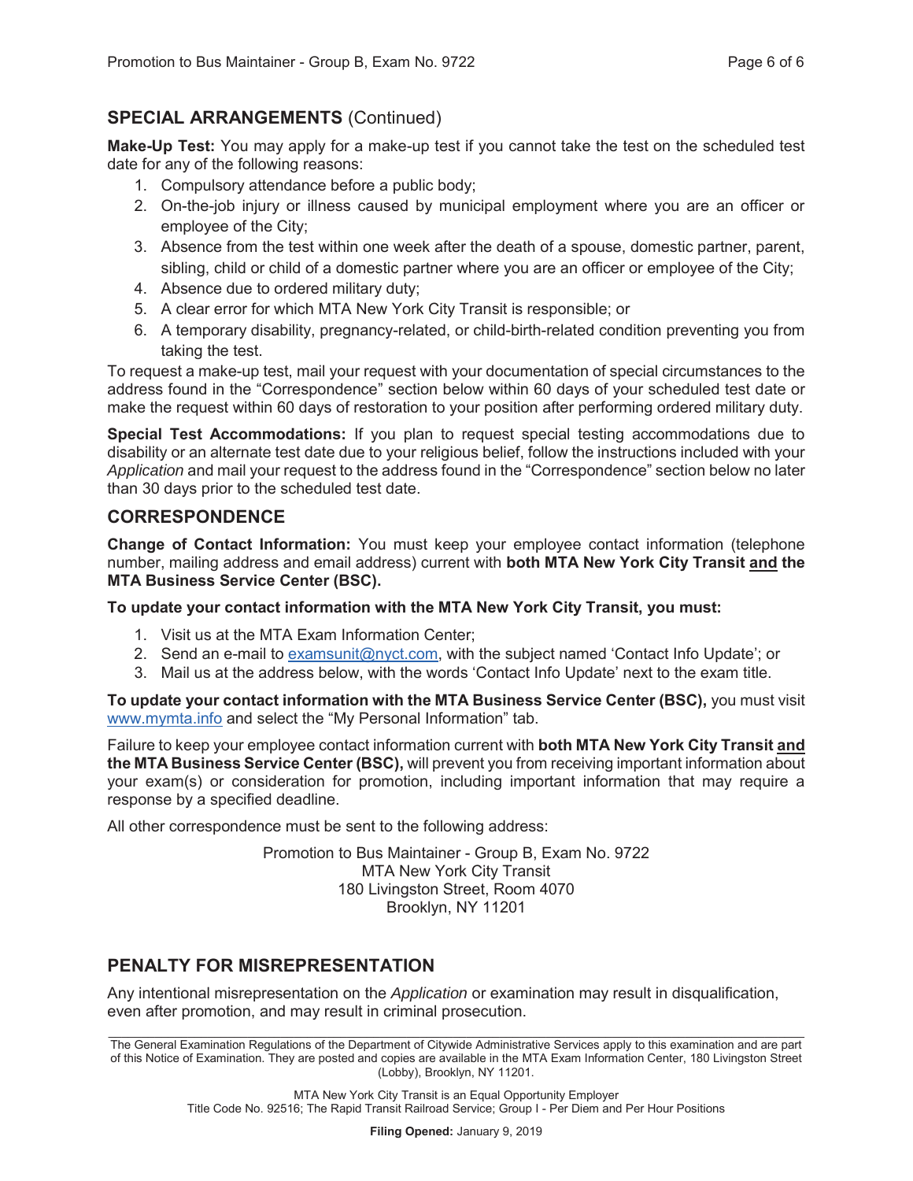## SPECIAL ARRANGEMENTS (Continued)

**Make-Up Test:** You may apply for a make-up test if you cannot take the test on the scheduled test date for any of the following reasons:

1. Compulsory attendance before a public body;
2. On-the-job injury or illness caused by municipal employment where you are an officer or employee of the City;
3. Absence from the test within one week after the death of a spouse, domestic partner, parent, sibling, child or child of a domestic partner where you are an officer or employee of the City;
4. Absence due to ordered military duty;
5. A clear error for which MTA New York City Transit is responsible; or
6. A temporary disability, pregnancy-related, or child-birth-related condition preventing you from taking the test.

To request a make-up test, mail your request with your documentation of special circumstances to the address found in the "Correspondence" section below within 60 days of your scheduled test date or make the request within 60 days of restoration to your position after performing ordered military duty.

**Special Test Accommodations:** If you plan to request special testing accommodations due to disability or an alternate test date due to your religious belief, follow the instructions included with your *Application* and mail your request to the address found in the "Correspondence" section below no later than 30 days prior to the scheduled test date.

## CORRESPONDENCE

**Change of Contact Information:** You must keep your employee contact information (telephone number, mailing address and email address) current with **both MTA New York City Transit and the MTA Business Service Center (BSC).**

**To update your contact information with the MTA New York City Transit, you must:**

1. Visit us at the MTA Exam Information Center;
2. Send an e-mail to examsunit@nyct.com, with the subject named 'Contact Info Update'; or
3. Mail us at the address below, with the words 'Contact Info Update' next to the exam title.

**To update your contact information with the MTA Business Service Center (BSC),** you must visit www.mymta.info and select the "My Personal Information" tab.

Failure to keep your employee contact information current with **both MTA New York City Transit and the MTA Business Service Center (BSC),** will prevent you from receiving important information about your exam(s) or consideration for promotion, including important information that may require a response by a specified deadline.

All other correspondence must be sent to the following address:

Promotion to Bus Maintainer - Group B, Exam No. 9722
MTA New York City Transit
180 Livingston Street, Room 4070
Brooklyn, NY 11201

## PENALTY FOR MISREPRESENTATION

Any intentional misrepresentation on the *Application* or examination may result in disqualification, even after promotion, and may result in criminal prosecution.

---

The General Examination Regulations of the Department of Citywide Administrative Services apply to this examination and are part of this Notice of Examination. They are posted and copies are available in the MTA Exam Information Center, 180 Livingston Street (Lobby), Brooklyn, NY 11201.

MTA New York City Transit is an Equal Opportunity Employer
Title Code No. 92516; The Rapid Transit Railroad Service; Group I - Per Diem and Per Hour Positions

**Filing Opened:** January 9, 2019